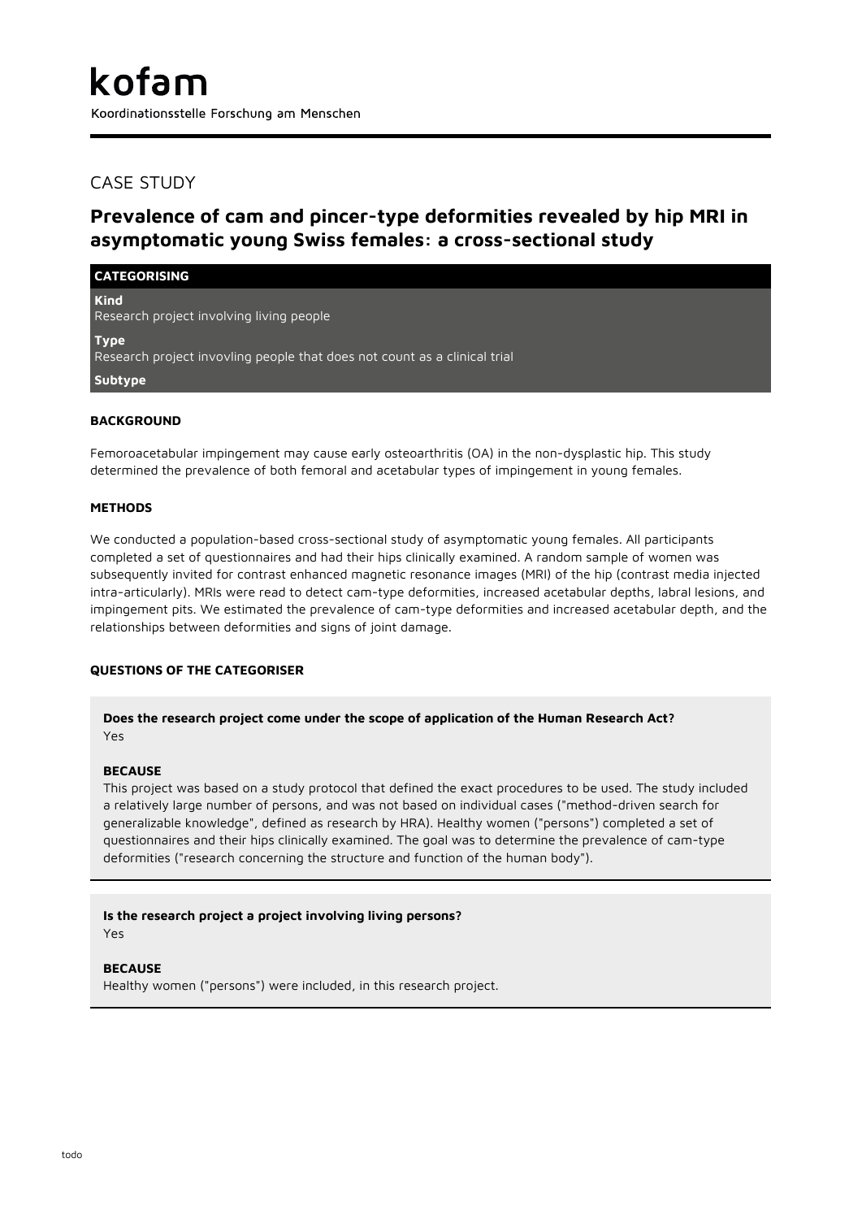# kofam

Koordinationsstelle Forschung am Menschen

## CASE STUDY

## Prevalence of cam and pincer-type deformities revealed by hip MRI in asymptomatic young Swiss females: a cross-sectional study

### CATEGORISING

**Kind**
Research project involving living people

**Type**
Research project invovling people that does not count as a clinical trial

**Subtype**

### BACKGROUND

Femoroacetabular impingement may cause early osteoarthritis (OA) in the non-dysplastic hip. This study determined the prevalence of both femoral and acetabular types of impingement in young females.

### METHODS

We conducted a population-based cross-sectional study of asymptomatic young females. All participants completed a set of questionnaires and had their hips clinically examined. A random sample of women was subsequently invited for contrast enhanced magnetic resonance images (MRI) of the hip (contrast media injected intra-articularly). MRIs were read to detect cam-type deformities, increased acetabular depths, labral lesions, and impingement pits. We estimated the prevalence of cam-type deformities and increased acetabular depth, and the relationships between deformities and signs of joint damage.

### QUESTIONS OF THE CATEGORISER

**Does the research project come under the scope of application of the Human Research Act?**
Yes

**BECAUSE**
This project was based on a study protocol that defined the exact procedures to be used. The study included a relatively large number of persons, and was not based on individual cases ("method-driven search for generalizable knowledge", defined as research by HRA). Healthy women ("persons") completed a set of questionnaires and their hips clinically examined. The goal was to determine the prevalence of cam-type deformities ("research concerning the structure and function of the human body").

**Is the research project a project involving living persons?**
Yes

**BECAUSE**
Healthy women ("persons") were included, in this research project.

todo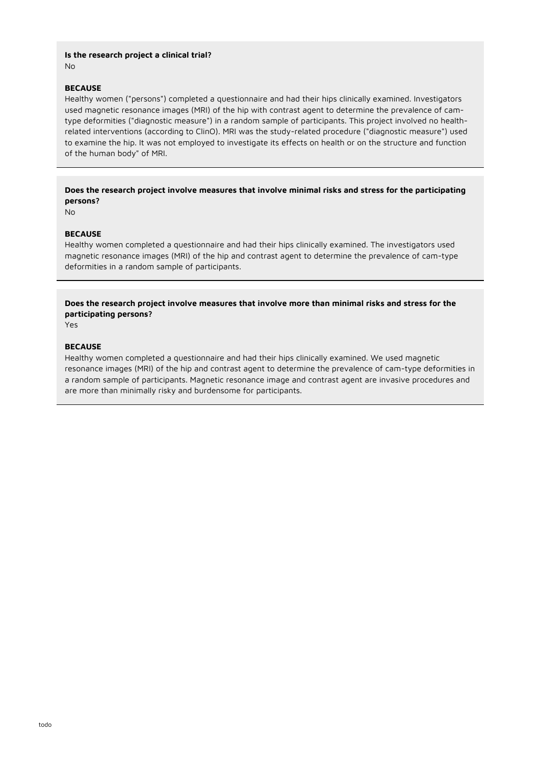**Is the research project a clinical trial?**
No

**BECAUSE**
Healthy women ("persons") completed a questionnaire and had their hips clinically examined. Investigators used magnetic resonance images (MRI) of the hip with contrast agent to determine the prevalence of cam-type deformities ("diagnostic measure") in a random sample of participants. This project involved no health-related interventions (according to ClinO). MRI was the study-related procedure ("diagnostic measure") used to examine the hip. It was not employed to investigate its effects on health or on the structure and function of the human body" of MRI.

---

**Does the research project involve measures that involve minimal risks and stress for the participating persons?**
No

**BECAUSE**
Healthy women completed a questionnaire and had their hips clinically examined. The investigators used magnetic resonance images (MRI) of the hip and contrast agent to determine the prevalence of cam-type deformities in a random sample of participants.

---

**Does the research project involve measures that involve more than minimal risks and stress for the participating persons?**
Yes

**BECAUSE**
Healthy women completed a questionnaire and had their hips clinically examined. We used magnetic resonance images (MRI) of the hip and contrast agent to determine the prevalence of cam-type deformities in a random sample of participants. Magnetic resonance image and contrast agent are invasive procedures and are more than minimally risky and burdensome for participants.

todo